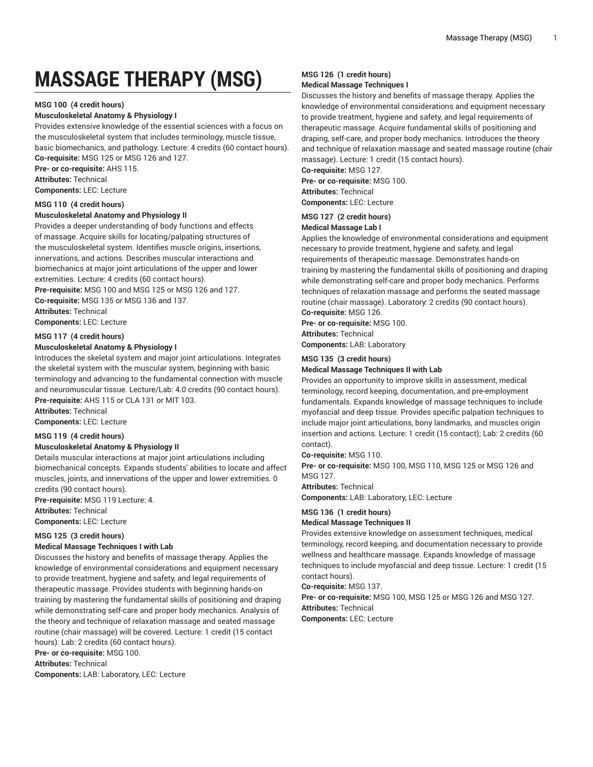# MASSAGE THERAPY (MSG)

**MSG 100 (4 credit hours)**
**Musculoskeletal Anatomy & Physiology I**
Provides extensive knowledge of the essential sciences with a focus on the musculoskeletal system that includes terminology, muscle tissue, basic biomechanics, and pathology. Lecture: 4 credits (60 contact hours).
**Co-requisite:** MSG 125 or MSG 126 and 127.
**Pre- or co-requisite:** AHS 115.
**Attributes:** Technical
**Components:** LEC: Lecture

**MSG 110 (4 credit hours)**
**Musculoskeletal Anatomy and Physiology II**
Provides a deeper understanding of body functions and effects of massage. Acquire skills for locating/palpating structures of the musculoskeletal system. Identifies muscle origins, insertions, innervations, and actions. Describes muscular interactions and biomechanics at major joint articulations of the upper and lower extremities. Lecture: 4 credits (60 contact hours).
**Pre-requisite:** MSG 100 and MSG 125 or MSG 126 and 127.
**Co-requisite:** MSG 135 or MSG 136 and 137.
**Attributes:** Technical
**Components:** LEC: Lecture

**MSG 117 (4 credit hours)**
**Musculoskeletal Anatomy & Physiology I**
Introduces the skeletal system and major joint articulations. Integrates the skeletal system with the muscular system, beginning with basic terminology and advancing to the fundamental connection with muscle and neuromuscular tissue. Lecture/Lab: 4.0 credits (90 contact hours).
**Pre-requisite:** AHS 115 or CLA 131 or MIT 103.
**Attributes:** Technical
**Components:** LEC: Lecture

**MSG 119 (4 credit hours)**
**Musculoskeletal Anatomy & Physiology II**
Details muscular interactions at major joint articulations including biomechanical concepts. Expands students' abilities to locate and affect muscles, joints, and innervations of the upper and lower extremities. 0 credits (90 contact hours).
**Pre-requisite:** MSG 119 Lecture: 4.
**Attributes:** Technical
**Components:** LEC: Lecture

**MSG 125 (3 credit hours)**
**Medical Massage Techniques I with Lab**
Discusses the history and benefits of massage therapy. Applies the knowledge of environmental considerations and equipment necessary to provide treatment, hygiene and safety, and legal requirements of therapeutic massage. Provides students with beginning hands-on training by mastering the fundamental skills of positioning and draping while demonstrating self-care and proper body mechanics. Analysis of the theory and technique of relaxation massage and seated massage routine (chair massage) will be covered. Lecture: 1 credit (15 contact hours). Lab: 2 credits (60 contact hours).
**Pre- or co-requisite:** MSG 100.
**Attributes:** Technical
**Components:** LAB: Laboratory, LEC: Lecture

**MSG 126 (1 credit hours)**
**Medical Massage Techniques I**
Discusses the history and benefits of massage therapy. Applies the knowledge of environmental considerations and equipment necessary to provide treatment, hygiene and safety, and legal requirements of therapeutic massage. Acquire fundamental skills of positioning and draping, self-care, and proper body mechanics. Introduces the theory and technique of relaxation massage and seated massage routine (chair massage). Lecture: 1 credit (15 contact hours).
**Co-requisite:** MSG 127.
**Pre- or co-requisite:** MSG 100.
**Attributes:** Technical
**Components:** LEC: Lecture

**MSG 127 (2 credit hours)**
**Medical Massage Lab I**
Applies the knowledge of environmental considerations and equipment necessary to provide treatment, hygiene and safety, and legal requirements of therapeutic massage. Demonstrates hands-on training by mastering the fundamental skills of positioning and draping while demonstrating self-care and proper body mechanics. Performs techniques of relaxation massage and performs the seated massage routine (chair massage). Laboratory: 2 credits (90 contact hours).
**Co-requisite:** MSG 126.
**Pre- or co-requisite:** MSG 100.
**Attributes:** Technical
**Components:** LAB: Laboratory

**MSG 135 (3 credit hours)**
**Medical Massage Techniques II with Lab**
Provides an opportunity to improve skills in assessment, medical terminology, record keeping, documentation, and pre-employment fundamentals. Expands knowledge of massage techniques to include myofascial and deep tissue. Provides specific palpation techniques to include major joint articulations, bony landmarks, and muscles origin insertion and actions. Lecture: 1 credit (15 contact); Lab: 2 credits (60 contact).
**Co-requisite:** MSG 110.
**Pre- or co-requisite:** MSG 100, MSG 110, MSG 125 or MSG 126 and MSG 127.
**Attributes:** Technical
**Components:** LAB: Laboratory, LEC: Lecture

**MSG 136 (1 credit hours)**
**Medical Massage Techniques II**
Provides extensive knowledge on assessment techniques, medical terminology, record keeping, and documentation necessary to provide wellness and healthcare massage. Expands knowledge of massage techniques to include myofascial and deep tissue. Lecture: 1 credit (15 contact hours).
**Co-requisite:** MSG 137.
**Pre- or co-requisite:** MSG 100, MSG 125 or MSG 126 and MSG 127.
**Attributes:** Technical
**Components:** LEC: Lecture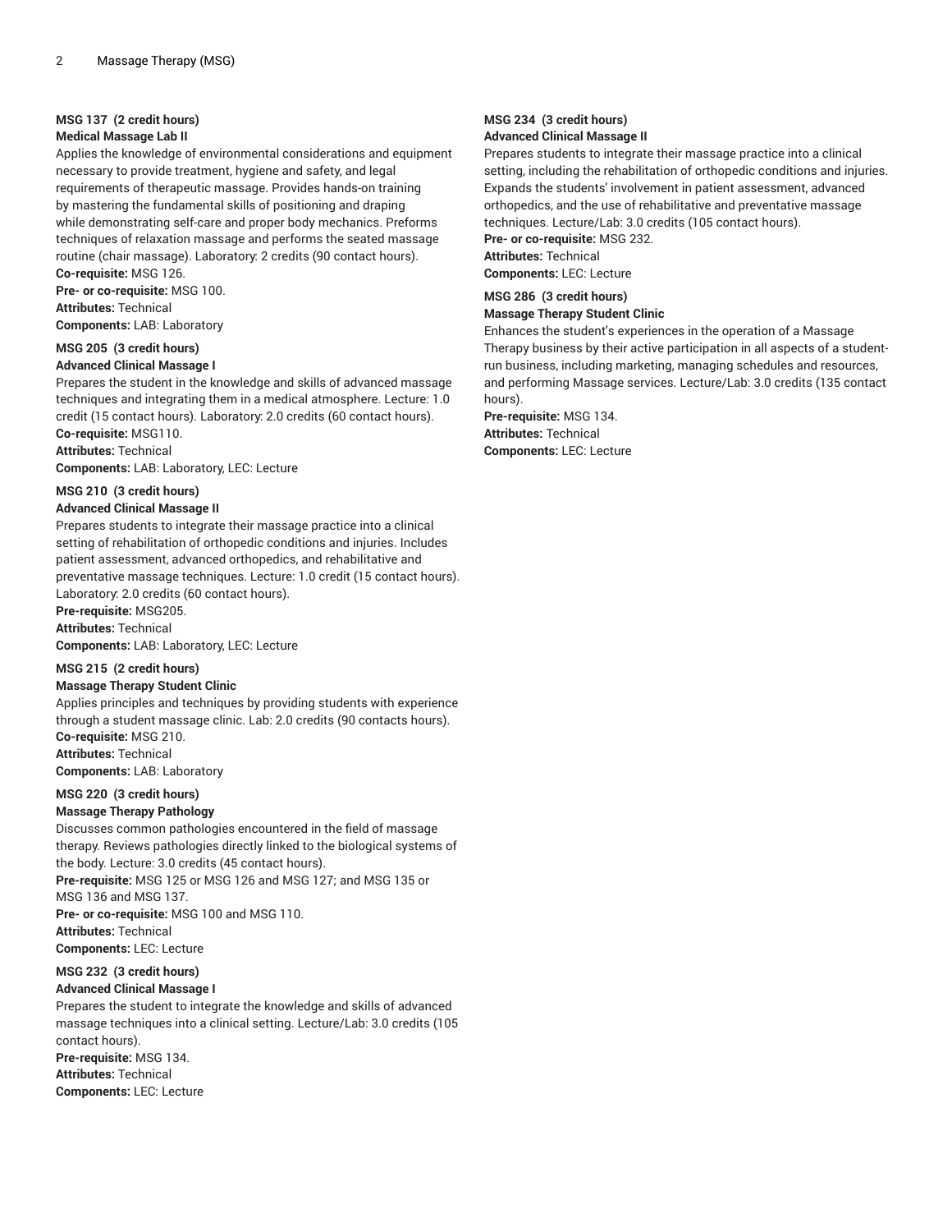**MSG 137 (2 credit hours)**
**Medical Massage Lab II**

Applies the knowledge of environmental considerations and equipment necessary to provide treatment, hygiene and safety, and legal requirements of therapeutic massage. Provides hands-on training by mastering the fundamental skills of positioning and draping while demonstrating self-care and proper body mechanics. Preforms techniques of relaxation massage and performs the seated massage routine (chair massage). Laboratory: 2 credits (90 contact hours).

**Co-requisite:** MSG 126.
**Pre- or co-requisite:** MSG 100.
**Attributes:** Technical
**Components:** LAB: Laboratory

**MSG 205 (3 credit hours)**
**Advanced Clinical Massage I**

Prepares the student in the knowledge and skills of advanced massage techniques and integrating them in a medical atmosphere. Lecture: 1.0 credit (15 contact hours). Laboratory: 2.0 credits (60 contact hours).

**Co-requisite:** MSG110.
**Attributes:** Technical
**Components:** LAB: Laboratory, LEC: Lecture

**MSG 210 (3 credit hours)**
**Advanced Clinical Massage II**

Prepares students to integrate their massage practice into a clinical setting of rehabilitation of orthopedic conditions and injuries. Includes patient assessment, advanced orthopedics, and rehabilitative and preventative massage techniques. Lecture: 1.0 credit (15 contact hours). Laboratory: 2.0 credits (60 contact hours).

**Pre-requisite:** MSG205.
**Attributes:** Technical
**Components:** LAB: Laboratory, LEC: Lecture

**MSG 215 (2 credit hours)**
**Massage Therapy Student Clinic**

Applies principles and techniques by providing students with experience through a student massage clinic. Lab: 2.0 credits (90 contacts hours).

**Co-requisite:** MSG 210.
**Attributes:** Technical
**Components:** LAB: Laboratory

**MSG 220 (3 credit hours)**
**Massage Therapy Pathology**

Discusses common pathologies encountered in the field of massage therapy. Reviews pathologies directly linked to the biological systems of the body. Lecture: 3.0 credits (45 contact hours).

**Pre-requisite:** MSG 125 or MSG 126 and MSG 127; and MSG 135 or MSG 136 and MSG 137.
**Pre- or co-requisite:** MSG 100 and MSG 110.
**Attributes:** Technical
**Components:** LEC: Lecture

**MSG 232 (3 credit hours)**
**Advanced Clinical Massage I**

Prepares the student to integrate the knowledge and skills of advanced massage techniques into a clinical setting. Lecture/Lab: 3.0 credits (105 contact hours).

**Pre-requisite:** MSG 134.
**Attributes:** Technical
**Components:** LEC: Lecture

**MSG 234 (3 credit hours)**
**Advanced Clinical Massage II**

Prepares students to integrate their massage practice into a clinical setting, including the rehabilitation of orthopedic conditions and injuries. Expands the students' involvement in patient assessment, advanced orthopedics, and the use of rehabilitative and preventative massage techniques. Lecture/Lab: 3.0 credits (105 contact hours).

**Pre- or co-requisite:** MSG 232.
**Attributes:** Technical
**Components:** LEC: Lecture

**MSG 286 (3 credit hours)**
**Massage Therapy Student Clinic**

Enhances the student's experiences in the operation of a Massage Therapy business by their active participation in all aspects of a student-run business, including marketing, managing schedules and resources, and performing Massage services. Lecture/Lab: 3.0 credits (135 contact hours).

**Pre-requisite:** MSG 134.
**Attributes:** Technical
**Components:** LEC: Lecture